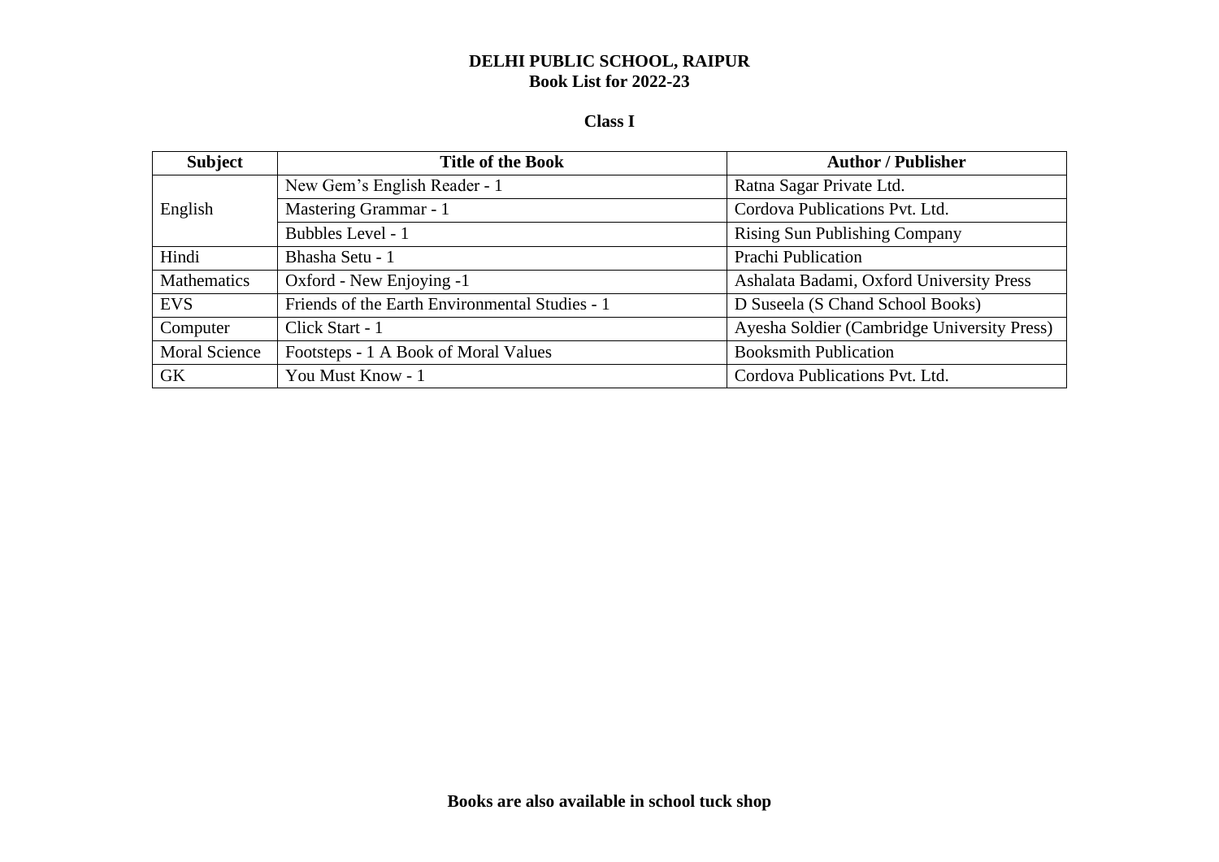# DELHI PUBLIC SCHOOL, RAIPUR
## Book List for 2022-23

### Class I

| Subject | Title of the Book | Author / Publisher |
|---|---|---|
| English | New Gem's English Reader - 1 | Ratna Sagar Private Ltd. |
| | Mastering Grammar - 1 | Cordova Publications Pvt. Ltd. |
| | Bubbles Level - 1 | Rising Sun Publishing Company |
| Hindi | Bhasha Setu - 1 | Prachi Publication |
| Mathematics | Oxford - New Enjoying -1 | Ashalata Badami, Oxford University Press |
| EVS | Friends of the Earth Environmental Studies - 1 | D Suseela (S Chand School Books) |
| Computer | Click Start - 1 | Ayesha Soldier (Cambridge University Press) |
| Moral Science | Footsteps - 1 A Book of Moral Values | Booksmith Publication |
| GK | You Must Know - 1 | Cordova Publications Pvt. Ltd. |

**Books are also available in school tuck shop**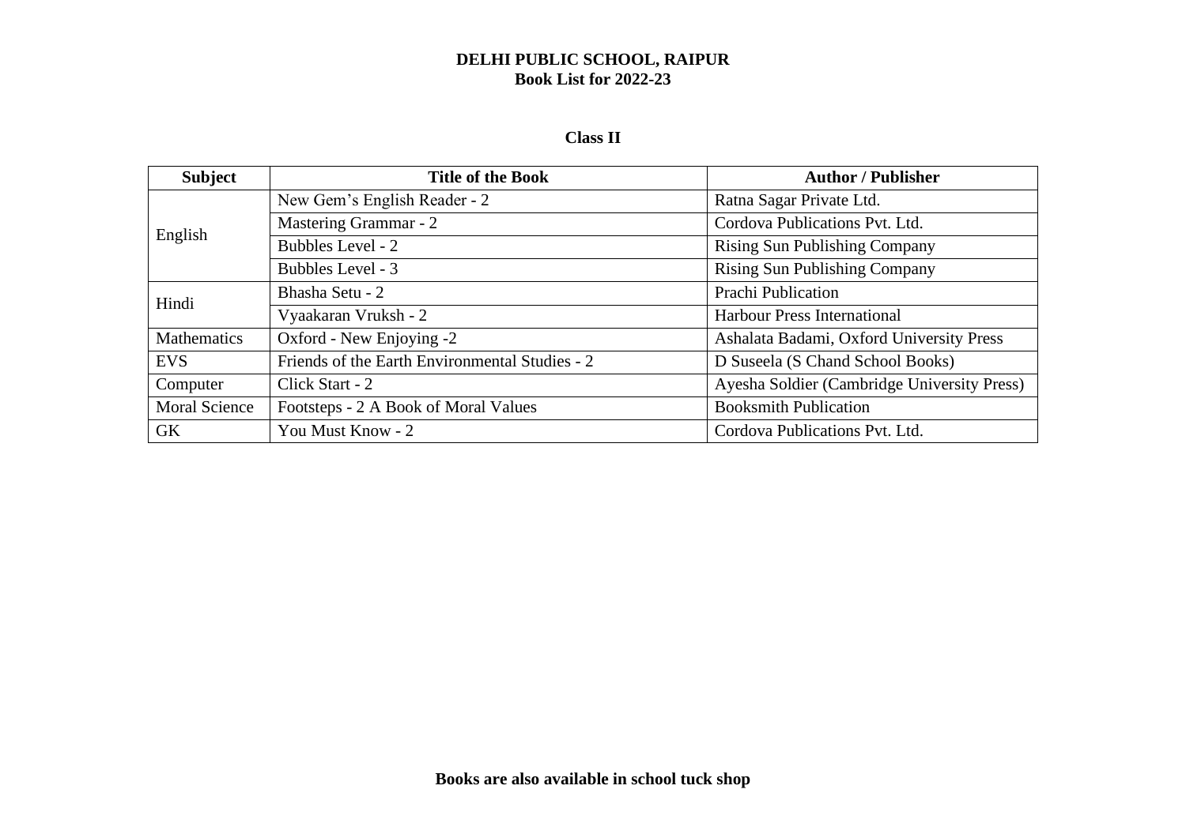**DELHI PUBLIC SCHOOL, RAIPUR**
**Book List for 2022-23**

**Class II**

| Subject | Title of the Book | Author / Publisher |
|---|---|---|
| English | New Gem's English Reader - 2 | Ratna Sagar Private Ltd. |
| | Mastering Grammar - 2 | Cordova Publications Pvt. Ltd. |
| | Bubbles Level - 2 | Rising Sun Publishing Company |
| | Bubbles Level - 3 | Rising Sun Publishing Company |
| Hindi | Bhasha Setu - 2 | Prachi Publication |
| | Vyaakaran Vruksh - 2 | Harbour Press International |
| Mathematics | Oxford - New Enjoying -2 | Ashalata Badami, Oxford University Press |
| EVS | Friends of the Earth Environmental Studies - 2 | D Suseela (S Chand School Books) |
| Computer | Click Start - 2 | Ayesha Soldier (Cambridge University Press) |
| Moral Science | Footsteps - 2 A Book of Moral Values | Booksmith Publication |
| GK | You Must Know - 2 | Cordova Publications Pvt. Ltd. |

**Books are also available in school tuck shop**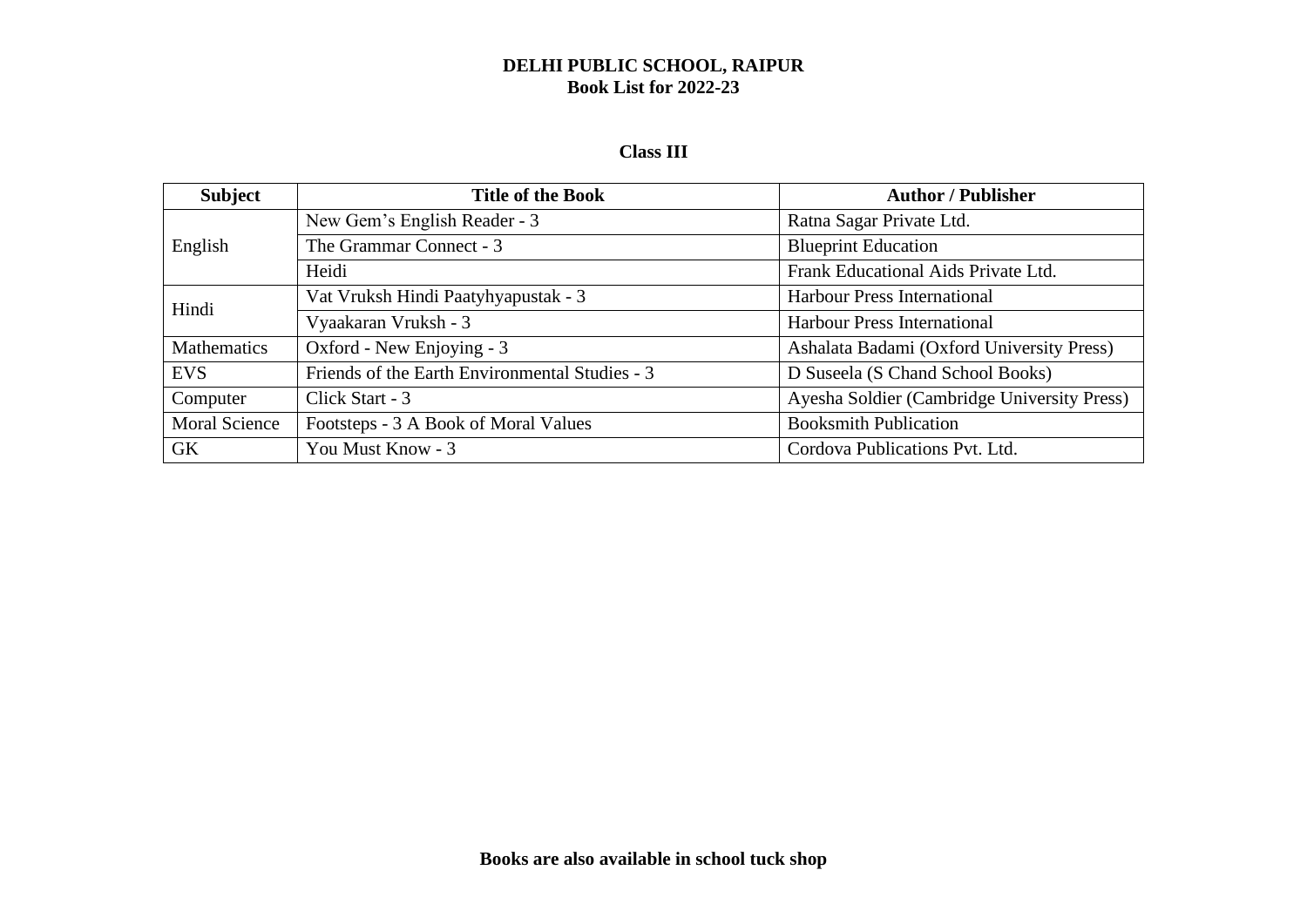**DELHI PUBLIC SCHOOL, RAIPUR**
**Book List for 2022-23**

**Class III**

| Subject | Title of the Book | Author / Publisher |
|---|---|---|
| English | New Gem's English Reader - 3 | Ratna Sagar Private Ltd. |
| | The Grammar Connect - 3 | Blueprint Education |
| | Heidi | Frank Educational Aids Private Ltd. |
| Hindi | Vat Vruksh Hindi Paatyhyapustak - 3 | Harbour Press International |
| | Vyaakaran Vruksh - 3 | Harbour Press International |
| Mathematics | Oxford - New Enjoying - 3 | Ashalata Badami (Oxford University Press) |
| EVS | Friends of the Earth Environmental Studies - 3 | D Suseela (S Chand School Books) |
| Computer | Click Start - 3 | Ayesha Soldier (Cambridge University Press) |
| Moral Science | Footsteps - 3 A Book of Moral Values | Booksmith Publication |
| GK | You Must Know - 3 | Cordova Publications Pvt. Ltd. |

**Books are also available in school tuck shop**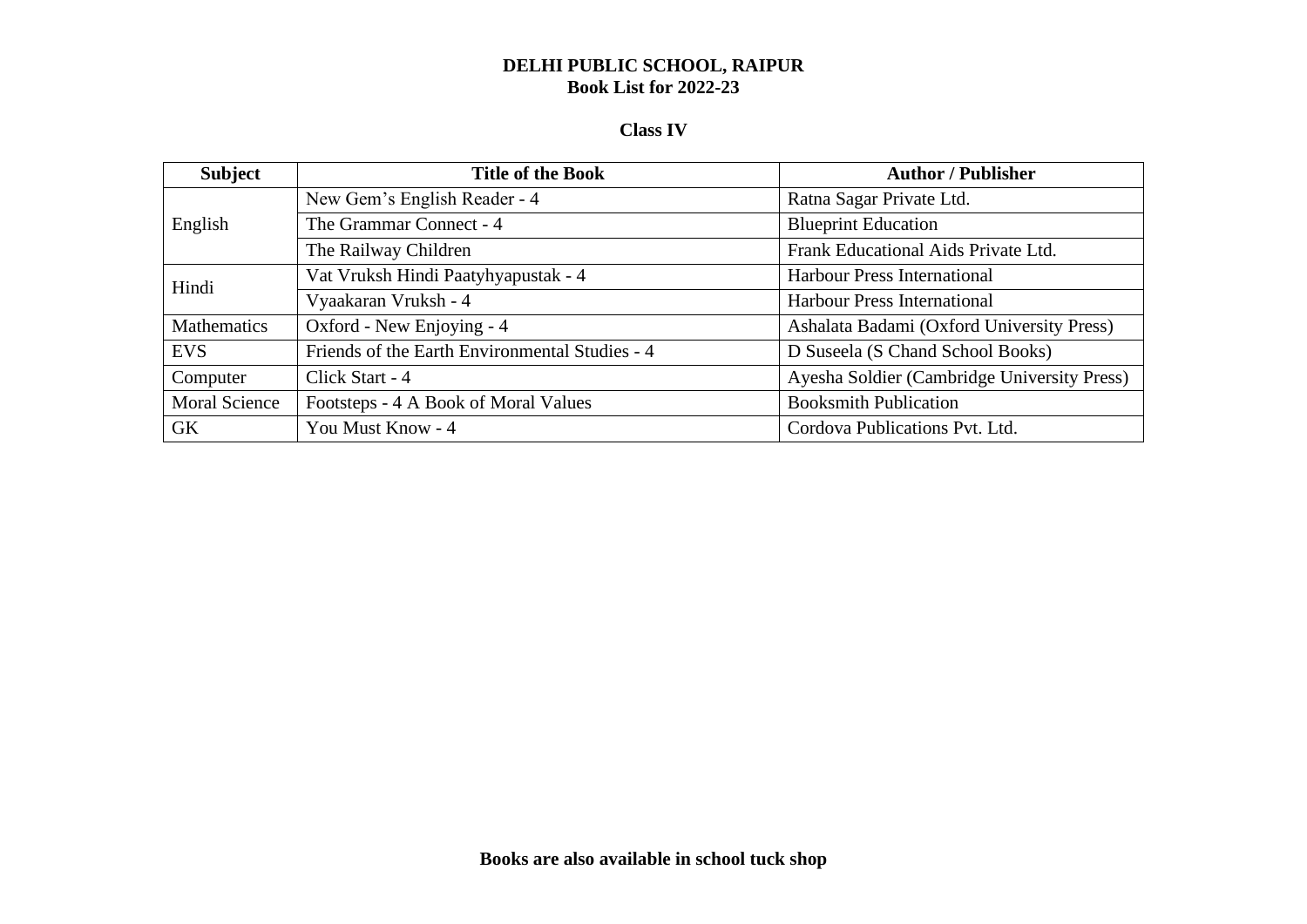**DELHI PUBLIC SCHOOL, RAIPUR**
**Book List for 2022-23**

**Class IV**

| Subject | Title of the Book | Author / Publisher |
|---|---|---|
| English | New Gem's English Reader - 4 | Ratna Sagar Private Ltd. |
| | The Grammar Connect - 4 | Blueprint Education |
| | The Railway Children | Frank Educational Aids Private Ltd. |
| Hindi | Vat Vruksh Hindi Paatyhyapustak - 4 | Harbour Press International |
| | Vyaakaran Vruksh - 4 | Harbour Press International |
| Mathematics | Oxford - New Enjoying - 4 | Ashalata Badami (Oxford University Press) |
| EVS | Friends of the Earth Environmental Studies - 4 | D Suseela (S Chand School Books) |
| Computer | Click Start - 4 | Ayesha Soldier (Cambridge University Press) |
| Moral Science | Footsteps - 4 A Book of Moral Values | Booksmith Publication |
| GK | You Must Know - 4 | Cordova Publications Pvt. Ltd. |

**Books are also available in school tuck shop**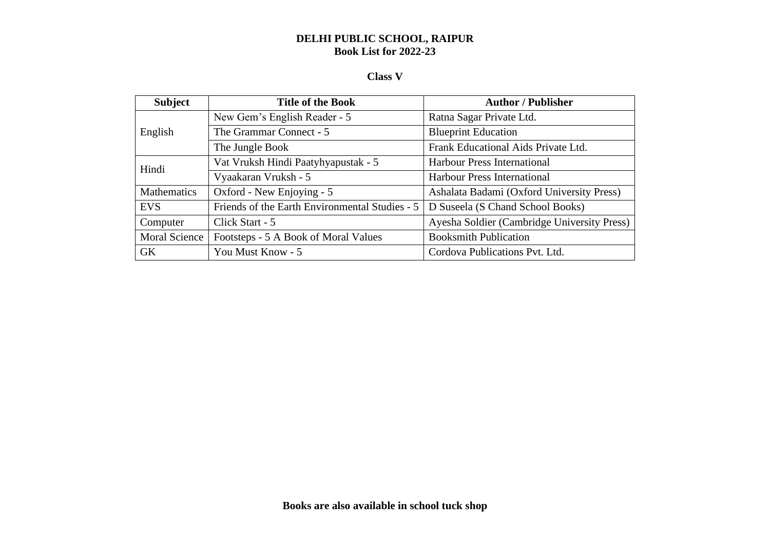# DELHI PUBLIC SCHOOL, RAIPUR
## Book List for 2022-23

### Class V

| Subject | Title of the Book | Author / Publisher |
|---|---|---|
| English | New Gem's English Reader - 5 | Ratna Sagar Private Ltd. |
| | The Grammar Connect - 5 | Blueprint Education |
| | The Jungle Book | Frank Educational Aids Private Ltd. |
| Hindi | Vat Vruksh Hindi Paatyhyapustak - 5 | Harbour Press International |
| | Vyaakaran Vruksh - 5 | Harbour Press International |
| Mathematics | Oxford - New Enjoying - 5 | Ashalata Badami (Oxford University Press) |
| EVS | Friends of the Earth Environmental Studies - 5 | D Suseela (S Chand School Books) |
| Computer | Click Start - 5 | Ayesha Soldier (Cambridge University Press) |
| Moral Science | Footsteps - 5 A Book of Moral Values | Booksmith Publication |
| GK | You Must Know - 5 | Cordova Publications Pvt. Ltd. |

**Books are also available in school tuck shop**